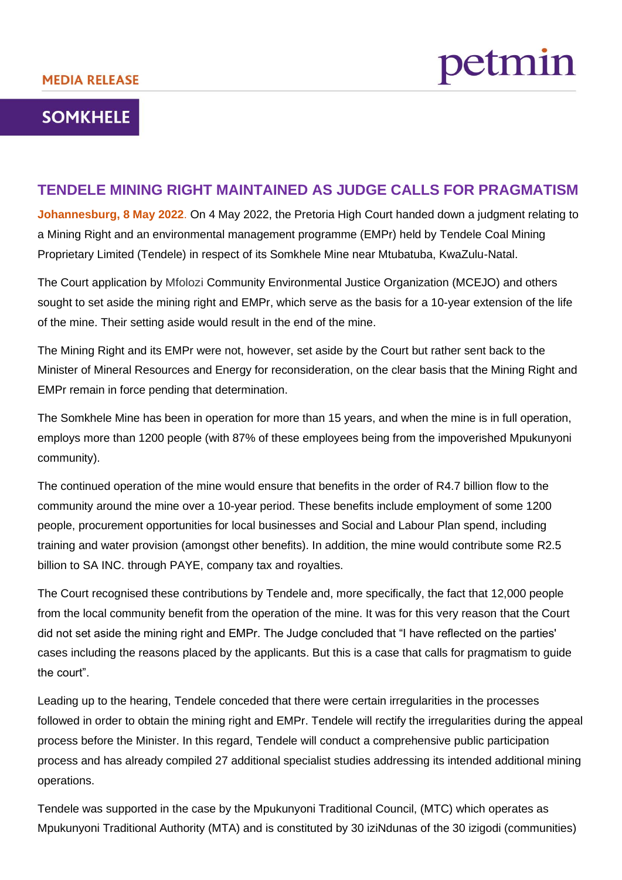MEDIA RELEASE

petmin

**SOMKHELE**

# TENDELE MINING RIGHT MAINTAINED AS JUDGE CALLS FOR PRAGMATISM

**Johannesburg, 8 May 2022**. On 4 May 2022, the Pretoria High Court handed down a judgment relating to a Mining Right and an environmental management programme (EMPr) held by Tendele Coal Mining Proprietary Limited (Tendele) in respect of its Somkhele Mine near Mtubatuba, KwaZulu-Natal.

The Court application by Mfolozi Community Environmental Justice Organization (MCEJO) and others sought to set aside the mining right and EMPr, which serve as the basis for a 10-year extension of the life of the mine. Their setting aside would result in the end of the mine.

The Mining Right and its EMPr were not, however, set aside by the Court but rather sent back to the Minister of Mineral Resources and Energy for reconsideration, on the clear basis that the Mining Right and EMPr remain in force pending that determination.

The Somkhele Mine has been in operation for more than 15 years, and when the mine is in full operation, employs more than 1200 people (with 87% of these employees being from the impoverished Mpukunyoni community).

The continued operation of the mine would ensure that benefits in the order of R4.7 billion flow to the community around the mine over a 10-year period. These benefits include employment of some 1200 people, procurement opportunities for local businesses and Social and Labour Plan spend, including training and water provision (amongst other benefits). In addition, the mine would contribute some R2.5 billion to SA INC. through PAYE, company tax and royalties.

The Court recognised these contributions by Tendele and, more specifically, the fact that 12,000 people from the local community benefit from the operation of the mine. It was for this very reason that the Court did not set aside the mining right and EMPr. The Judge concluded that "I have reflected on the parties' cases including the reasons placed by the applicants. But this is a case that calls for pragmatism to guide the court".

Leading up to the hearing, Tendele conceded that there were certain irregularities in the processes followed in order to obtain the mining right and EMPr. Tendele will rectify the irregularities during the appeal process before the Minister. In this regard, Tendele will conduct a comprehensive public participation process and has already compiled 27 additional specialist studies addressing its intended additional mining operations.

Tendele was supported in the case by the Mpukunyoni Traditional Council, (MTC) which operates as Mpukunyoni Traditional Authority (MTA) and is constituted by 30 iziNdunas of the 30 izigodi (communities)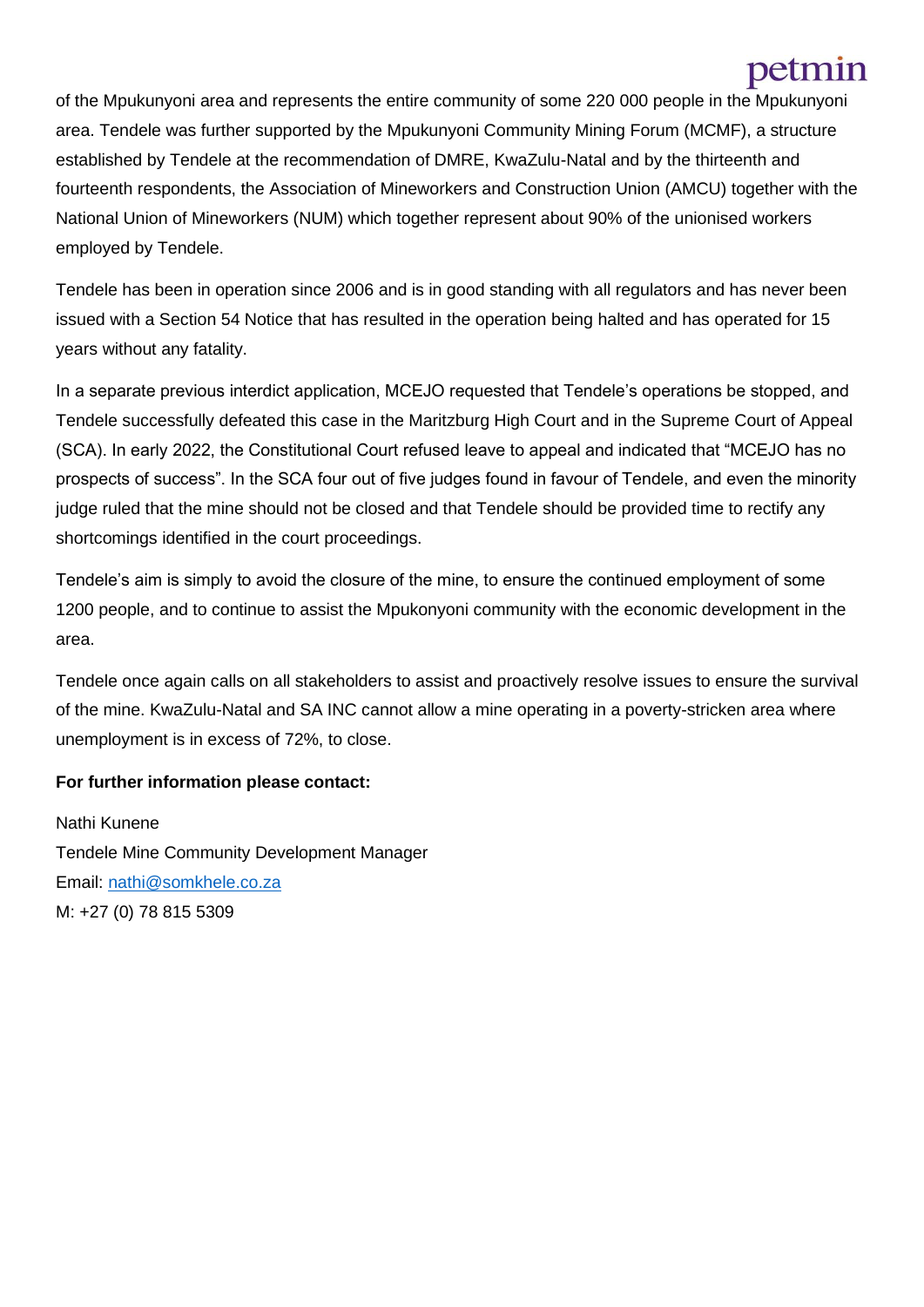of the Mpukunyoni area and represents the entire community of some 220 000 people in the Mpukunyoni area. Tendele was further supported by the Mpukunyoni Community Mining Forum (MCMF), a structure established by Tendele at the recommendation of DMRE, KwaZulu-Natal and by the thirteenth and fourteenth respondents, the Association of Mineworkers and Construction Union (AMCU) together with the National Union of Mineworkers (NUM) which together represent about 90% of the unionised workers employed by Tendele.

Tendele has been in operation since 2006 and is in good standing with all regulators and has never been issued with a Section 54 Notice that has resulted in the operation being halted and has operated for 15 years without any fatality.

In a separate previous interdict application, MCEJO requested that Tendele's operations be stopped, and Tendele successfully defeated this case in the Maritzburg High Court and in the Supreme Court of Appeal (SCA). In early 2022, the Constitutional Court refused leave to appeal and indicated that "MCEJO has no prospects of success". In the SCA four out of five judges found in favour of Tendele, and even the minority judge ruled that the mine should not be closed and that Tendele should be provided time to rectify any shortcomings identified in the court proceedings.

Tendele's aim is simply to avoid the closure of the mine, to ensure the continued employment of some 1200 people, and to continue to assist the Mpukonyoni community with the economic development in the area.

Tendele once again calls on all stakeholders to assist and proactively resolve issues to ensure the survival of the mine. KwaZulu-Natal and SA INC cannot allow a mine operating in a poverty-stricken area where unemployment is in excess of 72%, to close.

**For further information please contact:**

Nathi Kunene
Tendele Mine Community Development Manager
Email: nathi@somkhele.co.za
M: +27 (0) 78 815 5309